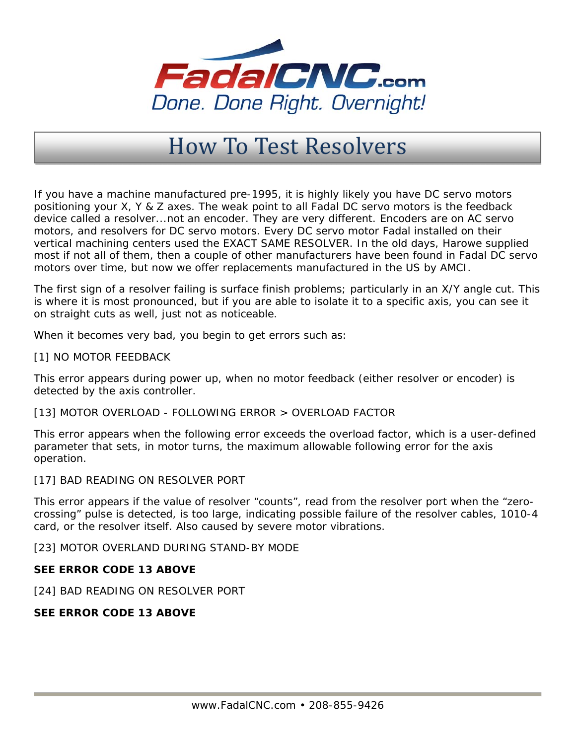FadalCNC.com

Done. Done Right. Overnight!

# How To Test Resolvers

If you have a machine manufactured pre-1995, it is highly likely you have DC servo motors positioning your X, Y & Z axes. The weak point to all Fadal DC servo motors is the feedback device called a resolver...not an encoder. They are very different. Encoders are on AC servo motors, and resolvers for DC servo motors. Every DC servo motor Fadal installed on their vertical machining centers used the EXACT SAME RESOLVER. In the old days, Harowe supplied most if not all of them, then a couple of other manufacturers have been found in Fadal DC servo motors over time, but now we offer replacements manufactured in the US by AMCI.

The first sign of a resolver failing is surface finish problems; particularly in an X/Y angle cut. This is where it is most pronounced, but if you are able to isolate it to a specific axis, you can see it on straight cuts as well, just not as noticeable.

When it becomes very bad, you begin to get errors such as:

[1] NO MOTOR FEEDBACK

This error appears during power up, when no motor feedback (either resolver or encoder) is detected by the axis controller.

[13] MOTOR OVERLOAD - FOLLOWING ERROR > OVERLOAD FACTOR

This error appears when the following error exceeds the overload factor, which is a user-defined parameter that sets, in motor turns, the maximum allowable following error for the axis operation.

[17] BAD READING ON RESOLVER PORT

This error appears if the value of resolver "counts", read from the resolver port when the "zero-crossing" pulse is detected, is too large, indicating possible failure of the resolver cables, 1010-4 card, or the resolver itself. Also caused by severe motor vibrations.

[23] MOTOR OVERLAND DURING STAND-BY MODE

**SEE ERROR CODE 13 ABOVE**

[24] BAD READING ON RESOLVER PORT

**SEE ERROR CODE 13 ABOVE**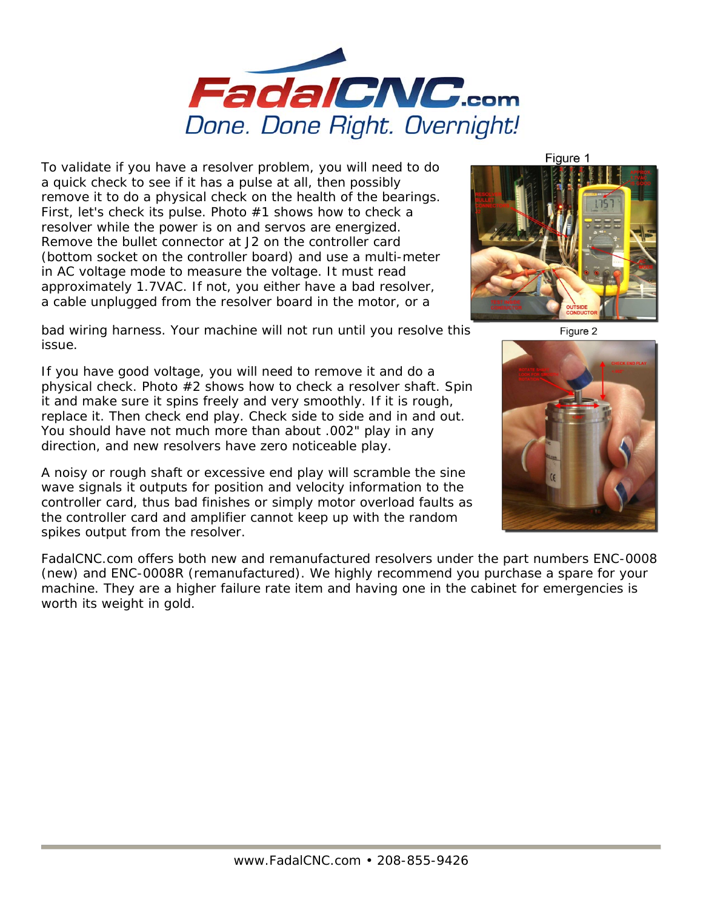FadalCNC.com

*Done. Done Right. Overnight!*

To validate if you have a resolver problem, you will need to do a quick check to see if it has a pulse at all, then possibly remove it to do a physical check on the health of the bearings. First, let's check its pulse. Photo #1 shows how to check a resolver while the power is on and servos are energized. Remove the bullet connector at J2 on the controller card (bottom socket on the controller board) and use a multi-meter in AC voltage mode to measure the voltage. It must read approximately 1.7VAC. If not, you either have a bad resolver, a cable unplugged from the resolver board in the motor, or a bad wiring harness. Your machine will not run until you resolve this issue.

Figure 1

Figure 2

If you have good voltage, you will need to remove it and do a physical check. Photo #2 shows how to check a resolver shaft. Spin it and make sure it spins freely and very smoothly. If it is rough, replace it. Then check end play. Check side to side and in and out. You should have not much more than about .002" play in any direction, and new resolvers have zero noticeable play.

A noisy or rough shaft or excessive end play will scramble the sine wave signals it outputs for position and velocity information to the controller card, thus bad finishes or simply motor overload faults as the controller card and amplifier cannot keep up with the random spikes output from the resolver.

FadalCNC.com offers both new and remanufactured resolvers under the part numbers ENC-0008 (new) and ENC-0008R (remanufactured). We highly recommend you purchase a spare for your machine. They are a higher failure rate item and having one in the cabinet for emergencies is worth its weight in gold.

www.FadalCNC.com • 208-855-9426